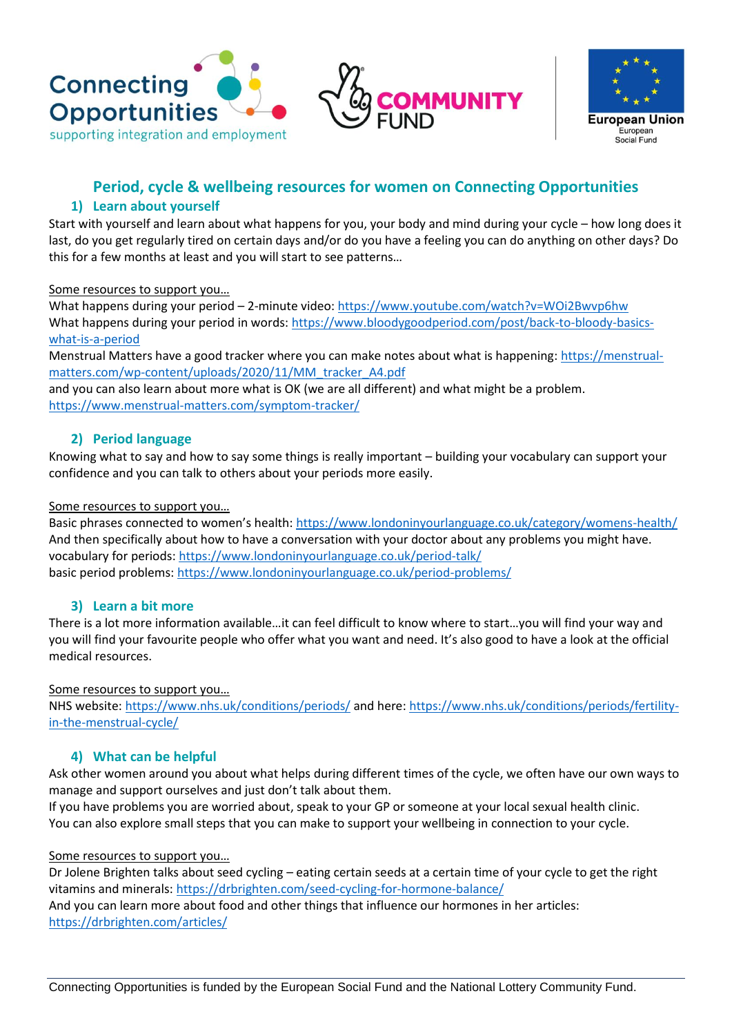Connecting Opportunities
supporting integration and employment

COMMUNITY FUND

European Union
European Social Fund

# Period, cycle & wellbeing resources for women on Connecting Opportunities

## 1) Learn about yourself

Start with yourself and learn about what happens for you, your body and mind during your cycle – how long does it last, do you get regularly tired on certain days and/or do you have a feeling you can do anything on other days? Do this for a few months at least and you will start to see patterns…

Some resources to support you…

What happens during your period – 2-minute video: https://www.youtube.com/watch?v=WOi2Bwvp6hw
What happens during your period in words: https://www.bloodygoodperiod.com/post/back-to-bloody-basics-what-is-a-period
Menstrual Matters have a good tracker where you can make notes about what is happening: https://menstrual-matters.com/wp-content/uploads/2020/11/MM_tracker_A4.pdf
and you can also learn about more what is OK (we are all different) and what might be a problem. https://www.menstrual-matters.com/symptom-tracker/

## 2) Period language

Knowing what to say and how to say some things is really important – building your vocabulary can support your confidence and you can talk to others about your periods more easily.

Some resources to support you…

Basic phrases connected to women's health: https://www.londoninyourlanguage.co.uk/category/womens-health/
And then specifically about how to have a conversation with your doctor about any problems you might have.
vocabulary for periods: https://www.londoninyourlanguage.co.uk/period-talk/
basic period problems: https://www.londoninyourlanguage.co.uk/period-problems/

## 3) Learn a bit more

There is a lot more information available…it can feel difficult to know where to start…you will find your way and you will find your favourite people who offer what you want and need. It's also good to have a look at the official medical resources.

Some resources to support you…

NHS website: https://www.nhs.uk/conditions/periods/ and here: https://www.nhs.uk/conditions/periods/fertility-in-the-menstrual-cycle/

## 4) What can be helpful

Ask other women around you about what helps during different times of the cycle, we often have our own ways to manage and support ourselves and just don't talk about them.
If you have problems you are worried about, speak to your GP or someone at your local sexual health clinic.
You can also explore small steps that you can make to support your wellbeing in connection to your cycle.

Some resources to support you…

Dr Jolene Brighten talks about seed cycling – eating certain seeds at a certain time of your cycle to get the right vitamins and minerals: https://drbrighten.com/seed-cycling-for-hormone-balance/
And you can learn more about food and other things that influence our hormones in her articles: https://drbrighten.com/articles/

Connecting Opportunities is funded by the European Social Fund and the National Lottery Community Fund.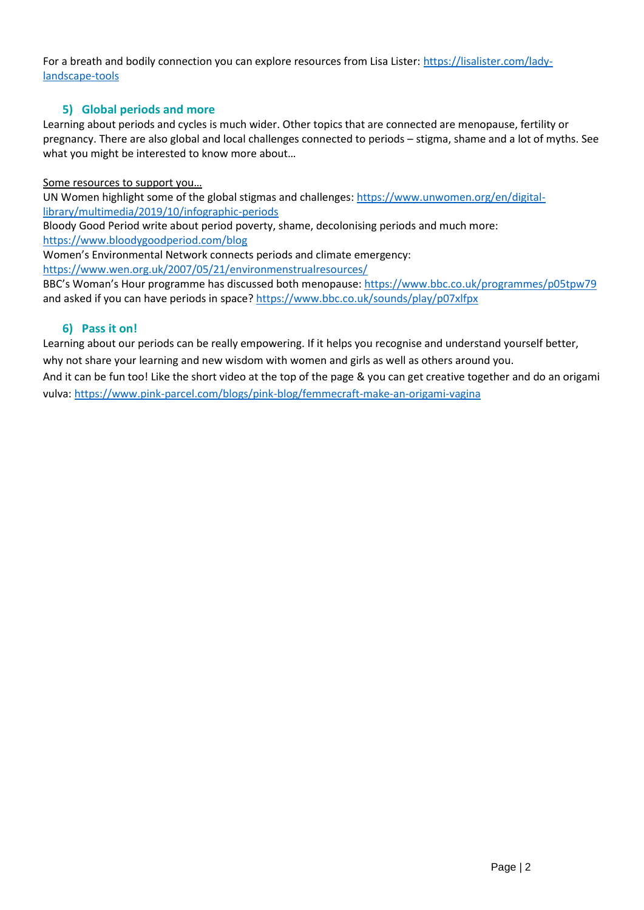For a breath and bodily connection you can explore resources from Lisa Lister: https://lisalister.com/lady-landscape-tools

## 5) Global periods and more

Learning about periods and cycles is much wider. Other topics that are connected are menopause, fertility or pregnancy. There are also global and local challenges connected to periods – stigma, shame and a lot of myths. See what you might be interested to know more about…

Some resources to support you…

UN Women highlight some of the global stigmas and challenges: https://www.unwomen.org/en/digital-library/multimedia/2019/10/infographic-periods

Bloody Good Period write about period poverty, shame, decolonising periods and much more: https://www.bloodygoodperiod.com/blog

Women's Environmental Network connects periods and climate emergency: https://www.wen.org.uk/2007/05/21/environmenstrualresources/

BBC's Woman's Hour programme has discussed both menopause: https://www.bbc.co.uk/programmes/p05tpw79 and asked if you can have periods in space? https://www.bbc.co.uk/sounds/play/p07xlfpx

## 6) Pass it on!

Learning about our periods can be really empowering. If it helps you recognise and understand yourself better, why not share your learning and new wisdom with women and girls as well as others around you.

And it can be fun too! Like the short video at the top of the page & you can get creative together and do an origami vulva: https://www.pink-parcel.com/blogs/pink-blog/femmecraft-make-an-origami-vagina